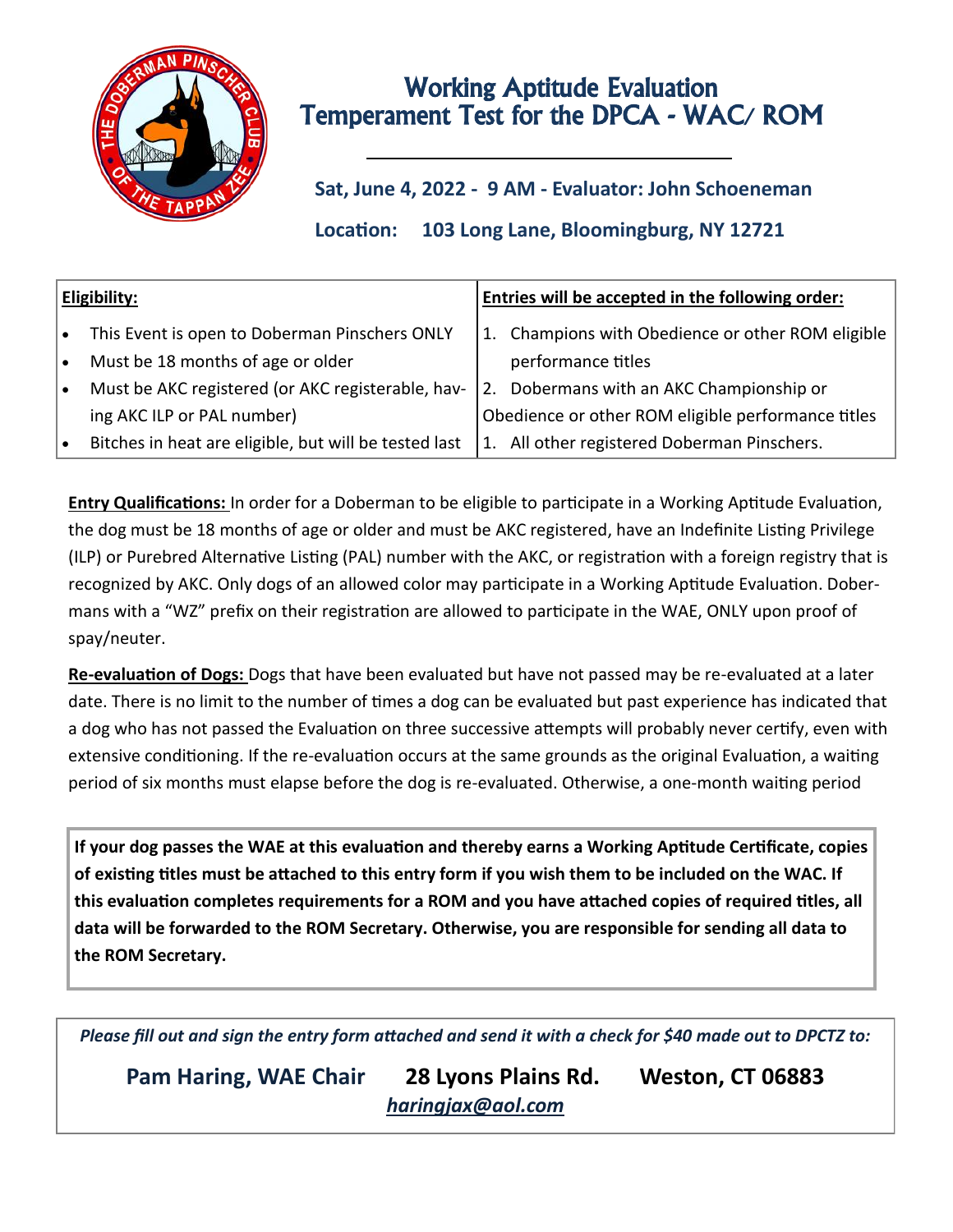# Working Aptitude Evaluation
# Temperament Test for the DPCA - WAC/ ROM

**Sat, June 4, 2022 - 9 AM - Evaluator: John Schoeneman**

**Location: 103 Long Lane, Bloomingburg, NY 12721**

| Eligibility: | Entries will be accepted in the following order: |
|---|---|
| • This Event is open to Doberman Pinschers ONLY<br>• Must be 18 months of age or older<br>• Must be AKC registered (or AKC registerable, having AKC ILP or PAL number)<br>• Bitches in heat are eligible, but will be tested last | 1. Champions with Obedience or other ROM eligible performance titles<br>2. Dobermans with an AKC Championship or Obedience or other ROM eligible performance titles<br>1. All other registered Doberman Pinschers. |

**Entry Qualifications:** In order for a Doberman to be eligible to participate in a Working Aptitude Evaluation, the dog must be 18 months of age or older and must be AKC registered, have an Indefinite Listing Privilege (ILP) or Purebred Alternative Listing (PAL) number with the AKC, or registration with a foreign registry that is recognized by AKC. Only dogs of an allowed color may participate in a Working Aptitude Evaluation. Dobermans with a "WZ" prefix on their registration are allowed to participate in the WAE, ONLY upon proof of spay/neuter.

**Re-evaluation of Dogs:** Dogs that have been evaluated but have not passed may be re-evaluated at a later date. There is no limit to the number of times a dog can be evaluated but past experience has indicated that a dog who has not passed the Evaluation on three successive attempts will probably never certify, even with extensive conditioning. If the re-evaluation occurs at the same grounds as the original Evaluation, a waiting period of six months must elapse before the dog is re-evaluated. Otherwise, a one-month waiting period

**If your dog passes the WAE at this evaluation and thereby earns a Working Aptitude Certificate, copies of existing titles must be attached to this entry form if you wish them to be included on the WAC. If this evaluation completes requirements for a ROM and you have attached copies of required titles, all data will be forwarded to the ROM Secretary. Otherwise, you are responsible for sending all data to the ROM Secretary.**

*Please fill out and sign the entry form attached and send it with a check for $40 made out to DPCTZ to:*

**Pam Haring, WAE Chair 28 Lyons Plains Rd. Weston, CT 06883**

*haringjax@aol.com*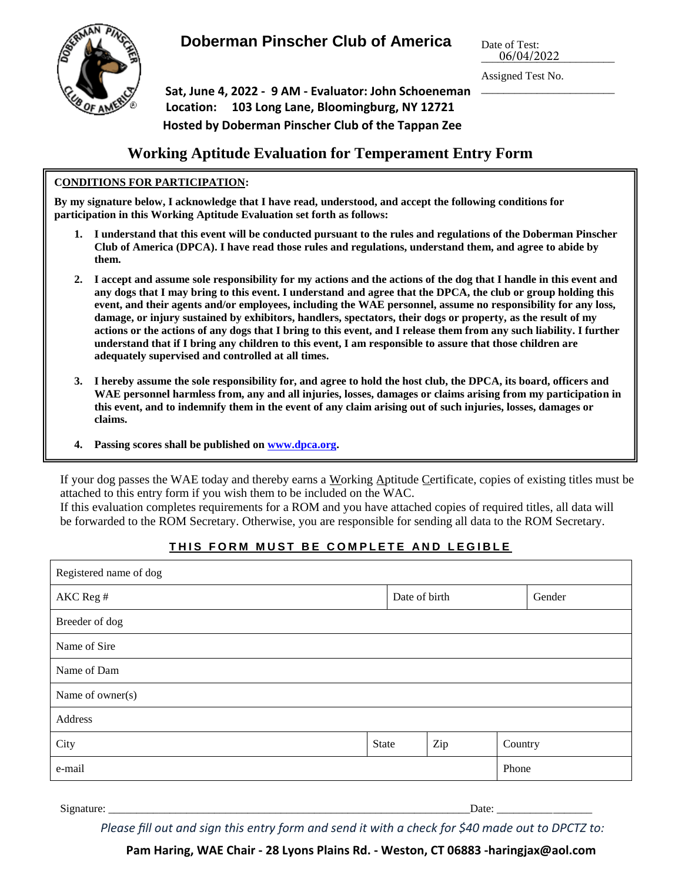# Doberman Pinscher Club of America

Date of Test: 06/04/2022

Assigned Test No. ______________________

**Sat, June 4, 2022 - 9 AM - Evaluator: John Schoeneman**
**Location: 103 Long Lane, Bloomingburg, NY 12721**
**Hosted by Doberman Pinscher Club of the Tappan Zee**

## Working Aptitude Evaluation for Temperament Entry Form

**CONDITIONS FOR PARTICIPATION:**

**By my signature below, I acknowledge that I have read, understood, and accept the following conditions for participation in this Working Aptitude Evaluation set forth as follows:**

1. **I understand that this event will be conducted pursuant to the rules and regulations of the Doberman Pinscher Club of America (DPCA). I have read those rules and regulations, understand them, and agree to abide by them.**
2. **I accept and assume sole responsibility for my actions and the actions of the dog that I handle in this event and any dogs that I may bring to this event. I understand and agree that the DPCA, the club or group holding this event, and their agents and/or employees, including the WAE personnel, assume no responsibility for any loss, damage, or injury sustained by exhibitors, handlers, spectators, their dogs or property, as the result of my actions or the actions of any dogs that I bring to this event, and I release them from any such liability. I further understand that if I bring any children to this event, I am responsible to assure that those children are adequately supervised and controlled at all times.**
3. **I hereby assume the sole responsibility for, and agree to hold the host club, the DPCA, its board, officers and WAE personnel harmless from, any and all injuries, losses, damages or claims arising from my participation in this event, and to indemnify them in the event of any claim arising out of such injuries, losses, damages or claims.**
4. **Passing scores shall be published on www.dpca.org.**

If your dog passes the WAE today and thereby earns a Working Aptitude Certificate, copies of existing titles must be attached to this entry form if you wish them to be included on the WAC.
If this evaluation completes requirements for a ROM and you have attached copies of required titles, all data will be forwarded to the ROM Secretary. Otherwise, you are responsible for sending all data to the ROM Secretary.

**THIS FORM MUST BE COMPLETE AND LEGIBLE**

| | | | |
|---|---|---|---|
| Registered name of dog | | | |
| AKC Reg # | Date of birth | Gender | |
| Breeder of dog | | | |
| Name of Sire | | | |
| Name of Dam | | | |
| Name of owner(s) | | | |
| Address | | | |
| City | State | Zip | Country |
| e-mail | | | Phone |

Signature: ______________________________________________ Date: ______________

*Please fill out and sign this entry form and send it with a check for $40 made out to DPCTZ to:*

**Pam Haring, WAE Chair - 28 Lyons Plains Rd. - Weston, CT 06883 -haringjax@aol.com**